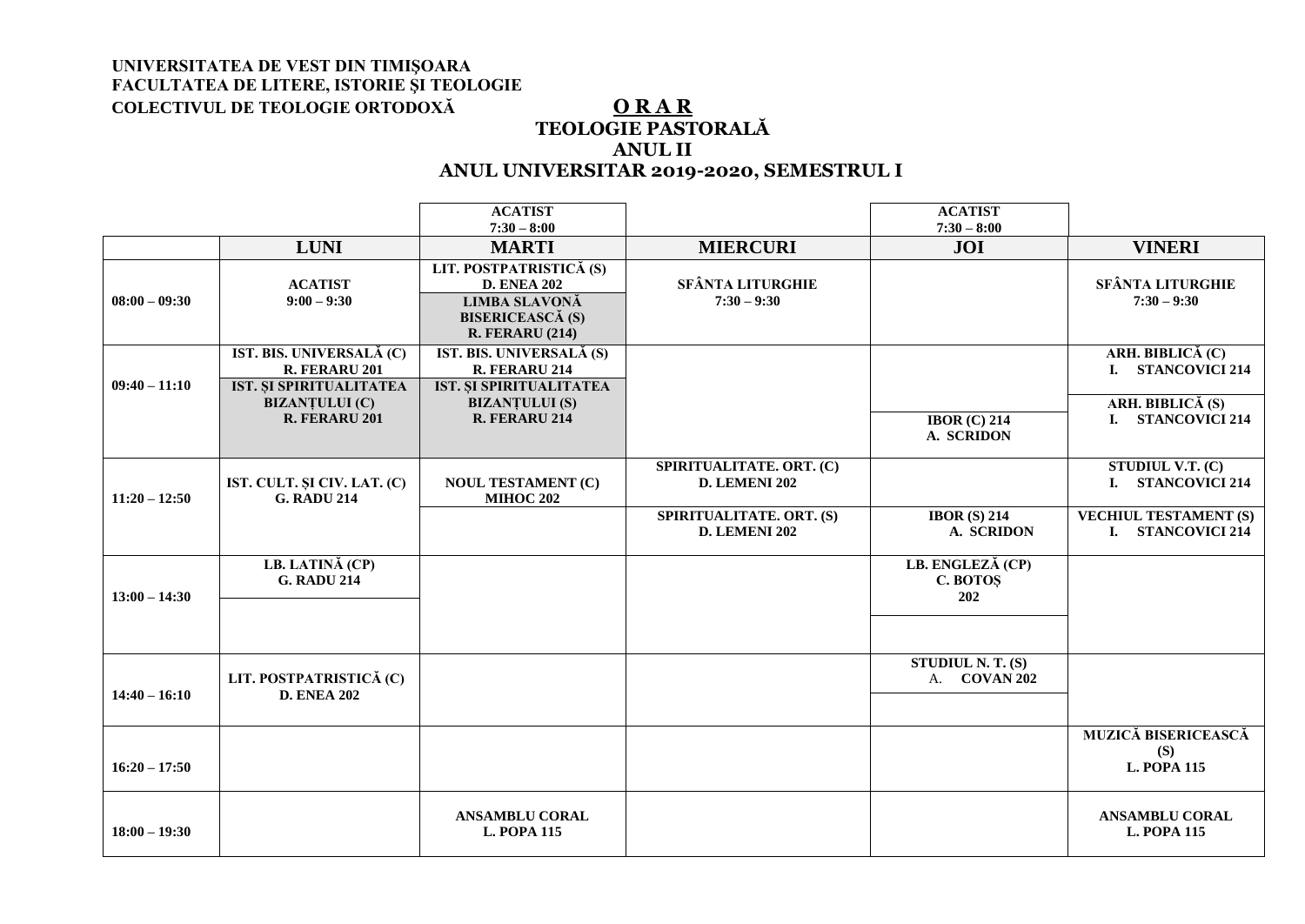**UNIVERSITATEA DE VEST DIN TIMIŞOARA**
**FACULTATEA DE LITERE, ISTORIE ŞI TEOLOGIE**
**COLECTIVUL DE TEOLOGIE ORTODOXĂ**

# ORAR

## TEOLOGIE PASTORALĂ
## ANUL II
## ANUL UNIVERSITAR 2019-2020, SEMESTRUL I

| | LUNI | MARTI | MIERCURI | JOI | VINERI |
|---|---|---|---|---|---|
| | | ACATIST 7:30 – 8:00 | | ACATIST 7:30 – 8:00 | |
| 08:00 – 09:30 | ACATIST 9:00 – 9:30 | LIT. POSTPATRISTICĂ (S) D. ENEA 202<br>LIMBA SLAVONĂ BISERICEASCĂ (S) R. FERARU (214) | SFÂNTA LITURGHIE 7:30 – 9:30 | | SFÂNTA LITURGHIE 7:30 – 9:30 |
| 09:40 – 11:10 | IST. BIS. UNIVERSALĂ (C) R. FERARU 201<br>IST. ȘI SPIRITUALITATEA BIZANȚULUI (C) R. FERARU 201 | IST. BIS. UNIVERSALĂ (S) R. FERARU 214<br>IST. ȘI SPIRITUALITATEA BIZANȚULUI (S) R. FERARU 214 | | IBOR (C) 214 A. SCRIDON | ARH. BIBLICĂ (C) I. STANCOVICI 214<br>ARH. BIBLICĂ (S) I. STANCOVICI 214 |
| 11:20 – 12:50 | IST. CULT. ȘI CIV. LAT. (C) G. RADU 214 | NOUL TESTAMENT (C) MIHOC 202 | SPIRITUALITATE. ORT. (C) D. LEMENI 202<br>SPIRITUALITATE. ORT. (S) D. LEMENI 202 | IBOR (S) 214 A. SCRIDON | STUDIUL V.T. (C) I. STANCOVICI 214<br>VECHIUL TESTAMENT (S) I. STANCOVICI 214 |
| 13:00 – 14:30 | LB. LATINĂ (CP) G. RADU 214 | | | LB. ENGLEZĂ (CP) C. BOTOȘ 202 | |
| 14:40 – 16:10 | LIT. POSTPATRISTICĂ (C) D. ENEA 202 | | | STUDIUL N. T. (S) A. COVAN 202 | |
| 16:20 – 17:50 | | | | | MUZICĂ BISERICEASCĂ (S) L. POPA 115 |
| 18:00 – 19:30 | | ANSAMBLU CORAL L. POPA 115 | | | ANSAMBLU CORAL L. POPA 115 |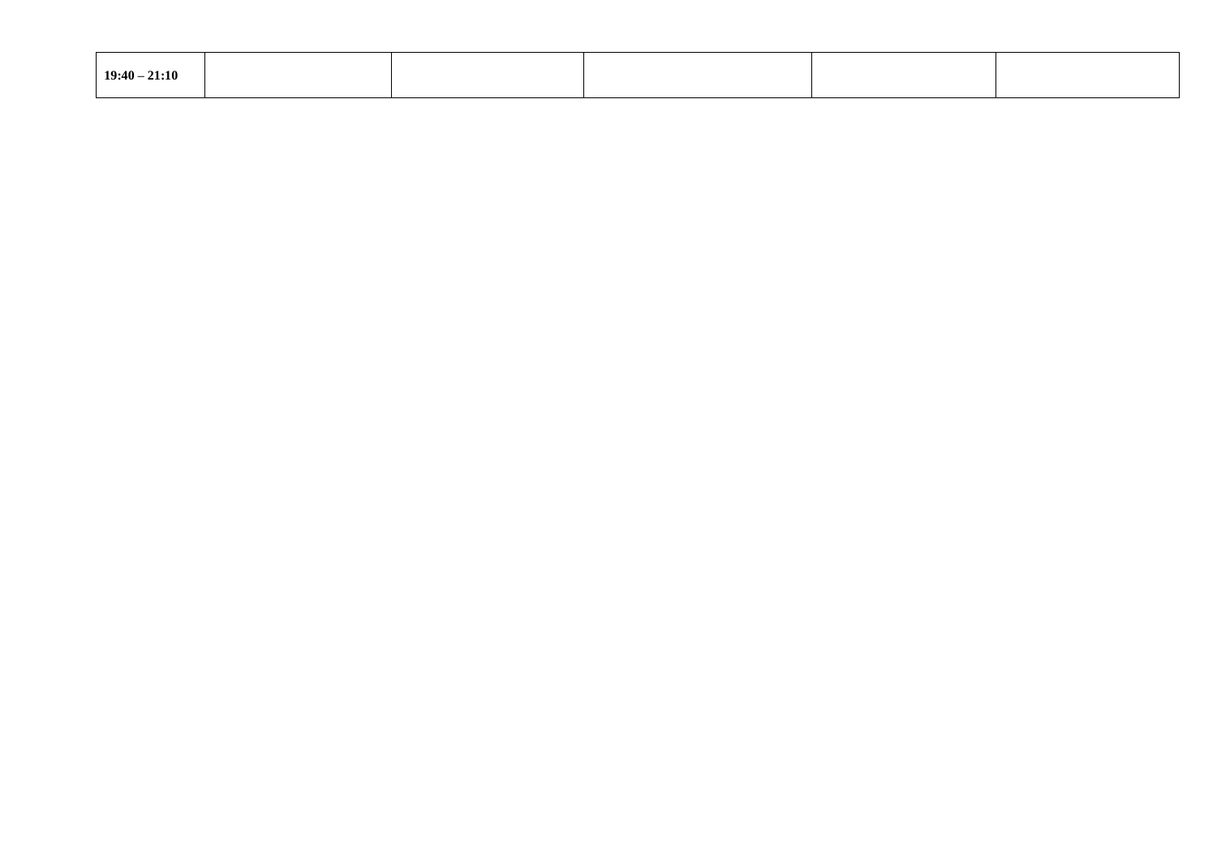| | | | | | |
|---|---|---|---|---|---|
| **19:40 – 21:10** | | | | | |